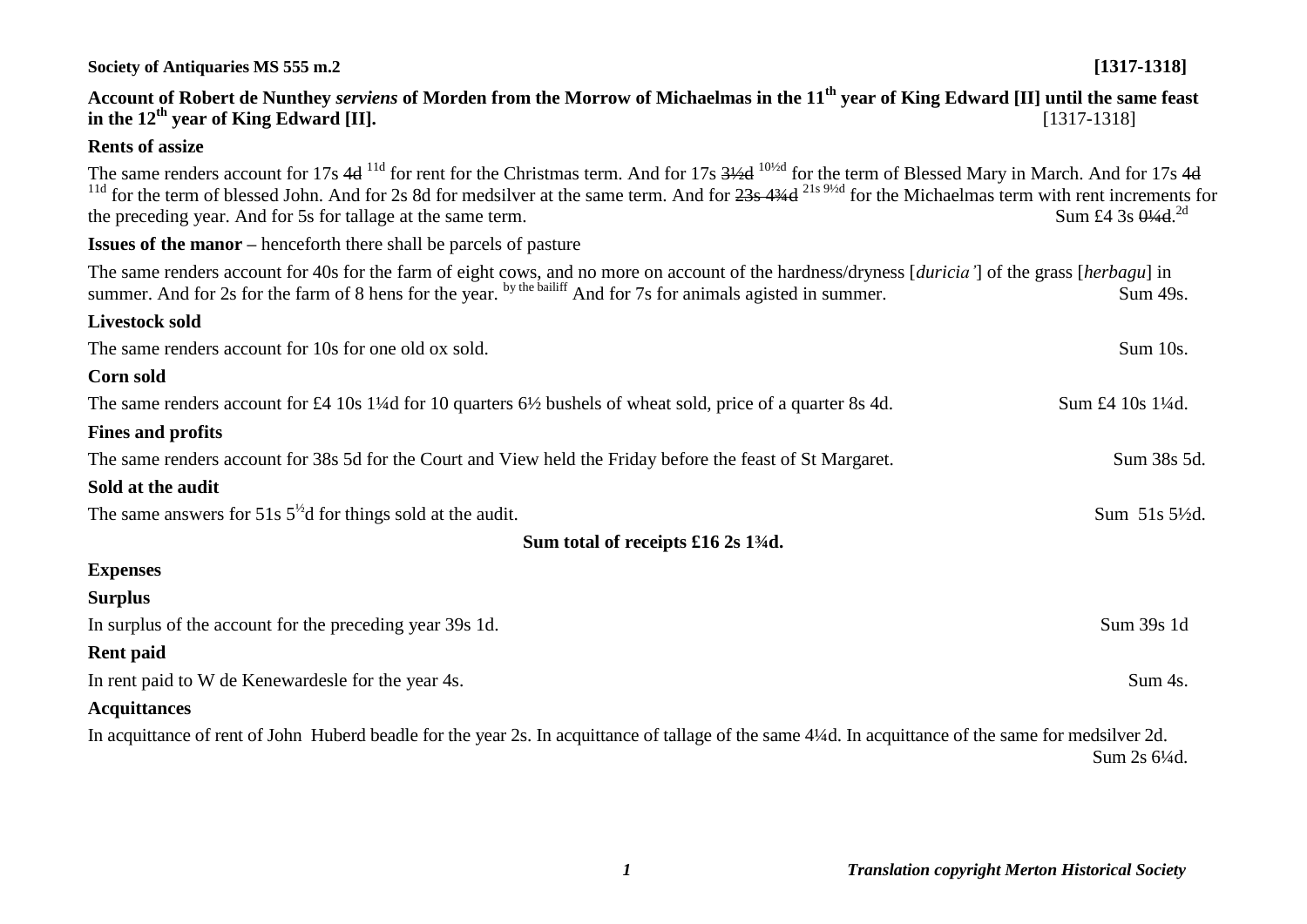**Society of Antiquaries MS 555 m.2** **[1317-1318]**

**Account of Robert de Nunthey *serviens* of Morden from the Morrow of Michaelmas in the 11th year of King Edward [II] until the same feast in the 12th year of King Edward [II].** [1317-1318]

**Rents of assize**

The same renders account for 17s ~~4d~~ 11d for rent for the Christmas term. And for 17s ~~3½d~~ 10½d for the term of Blessed Mary in March. And for 17s ~~4d~~ 11d for the term of blessed John. And for 2s 8d for medsilver at the same term. And for ~~23s 4¾d~~ 21s 9½d for the Michaelmas term with rent increments for the preceding year. And for 5s for tallage at the same term. Sum £4 3s ~~0¼d~~ 2d

**Issues of the manor** – henceforth there shall be parcels of pasture

The same renders account for 40s for the farm of eight cows, and no more on account of the hardness/dryness [*duricia'*] of the grass [*herbagu*] in summer. And for 2s for the farm of 8 hens for the year. by the bailiff And for 7s for animals agisted in summer. Sum 49s.

**Livestock sold**

The same renders account for 10s for one old ox sold. Sum 10s.

**Corn sold**

The same renders account for £4 10s 1¼d for 10 quarters 6½ bushels of wheat sold, price of a quarter 8s 4d. Sum £4 10s 1¼d.

**Fines and profits**

The same renders account for 38s 5d for the Court and View held the Friday before the feast of St Margaret. Sum 38s 5d.

**Sold at the audit**

The same answers for 51s 5½d for things sold at the audit. Sum 51s 5½d.

**Sum total of receipts £16 2s 1¾d.**

**Expenses**

**Surplus**

In surplus of the account for the preceding year 39s 1d. Sum 39s 1d

**Rent paid**

In rent paid to W de Kenewardesle for the year 4s. Sum 4s.

**Acquittances**

In acquittance of rent of John Huberd beadle for the year 2s. In acquittance of tallage of the same 4¼d. In acquittance of the same for medsilver 2d. Sum 2s 6¼d.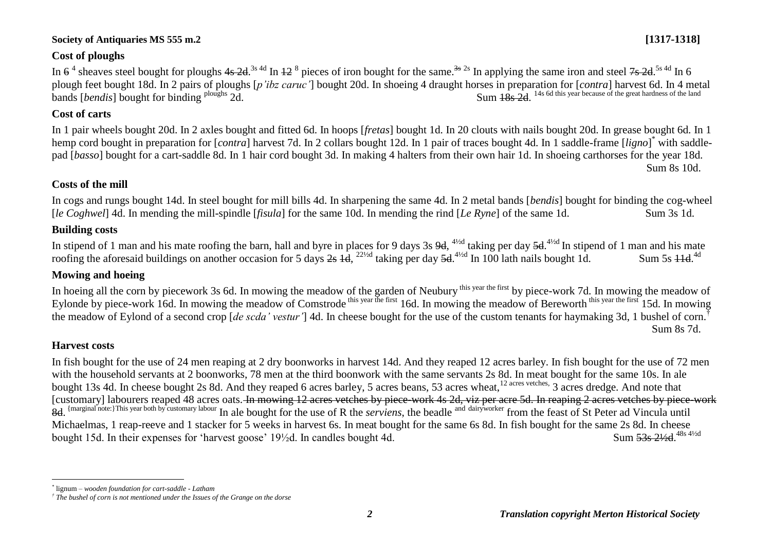### Cost of ploughs

In ~~6~~ [4] sheaves steel bought for ploughs ~~4s 2d~~.[3s 4d] In ~~12~~ [8] pieces of iron bought for the same.~~[3s]~~ [2s] In applying the same iron and steel ~~7s 2d~~.[5s 4d] In 6 plough feet bought 18d. In 2 pairs of ploughs [*p'ibz caruc'*] bought 20d. In shoeing 4 draught horses in preparation for [*contra*] harvest 6d. In 4 metal bands [*bendis*] bought for binding [ploughs] 2d. Sum ~~18s 2d~~. [14s 6d this year because of the great hardness of the land]

### Cost of carts

In 1 pair wheels bought 20d. In 2 axles bought and fitted 6d. In hoops [*fretas*] bought 1d. In 20 clouts with nails bought 20d. In grease bought 6d. In 1 hemp cord bought in preparation for [*contra*] harvest 7d. In 2 collars bought 12d. In 1 pair of traces bought 4d. In 1 saddle-frame [*ligno*][*] with saddle-pad [*basso*] bought for a cart-saddle 8d. In 1 hair cord bought 3d. In making 4 halters from their own hair 1d. In shoeing carthorses for the year 18d.

Sum 8s 10d.

### Costs of the mill

In cogs and rungs bought 14d. In steel bought for mill bills 4d. In sharpening the same 4d. In 2 metal bands [*bendis*] bought for binding the cog-wheel [*le Coghwel*] 4d. In mending the mill-spindle [*fisula*] for the same 10d. In mending the rind [*Le Ryne*] of the same 1d. Sum 3s 1d.

### Building costs

In stipend of 1 man and his mate roofing the barn, hall and byre in places for 9 days 3s ~~9d~~, [4½d] taking per day ~~5d~~.[4½d] In stipend of 1 man and his mate roofing the aforesaid buildings on another occasion for 5 days ~~2s 1d~~, [22½d] taking per day ~~5d~~.[4½d] In 100 lath nails bought 1d. Sum 5s ~~11d~~.[4d]

### Mowing and hoeing

In hoeing all the corn by piecework 3s 6d. In mowing the meadow of the garden of Neubury [this year the first] by piece-work 7d. In mowing the meadow of Eylonde by piece-work 16d. In mowing the meadow of Comstrode [this year the first] 16d. In mowing the meadow of Bereworth [this year the first] 15d. In mowing the meadow of Eylond of a second crop [*de scda' vestur'*] 4d. In cheese bought for the use of the custom tenants for haymaking 3d, 1 bushel of corn.[†]

Sum 8s 7d.

### Harvest costs

In fish bought for the use of 24 men reaping at 2 dry boonworks in harvest 14d. And they reaped 12 acres barley. In fish bought for the use of 72 men with the household servants at 2 boonworks, 78 men at the third boonwork with the same servants 2s 8d. In meat bought for the same 10s. In ale bought 13s 4d. In cheese bought 2s 8d. And they reaped 6 acres barley, 5 acres beans, 53 acres wheat,[12 acres vetches,] 3 acres dredge. And note that [customary] labourers reaped 48 acres oats. ~~In mowing 12 acres vetches by piece-work 4s 2d, viz per acre 5d. In reaping 2 acres vetches by piece-work 8d.~~ [{marginal note:}This year both by customary labour] In ale bought for the use of R the *serviens*, the beadle [and dairyworker] from the feast of St Peter ad Vincula until Michaelmas, 1 reap-reeve and 1 stacker for 5 weeks in harvest 6s. In meat bought for the same 6s 8d. In fish bought for the same 2s 8d. In cheese bought 15d. In their expenses for 'harvest goose' 19½d. In candles bought 4d. Sum ~~53s 2½d~~.[48s 4½d]

---

[*] lignum – *wooden foundation for cart-saddle - Latham*

[†] *The bushel of corn is not mentioned under the Issues of the Grange on the dorse*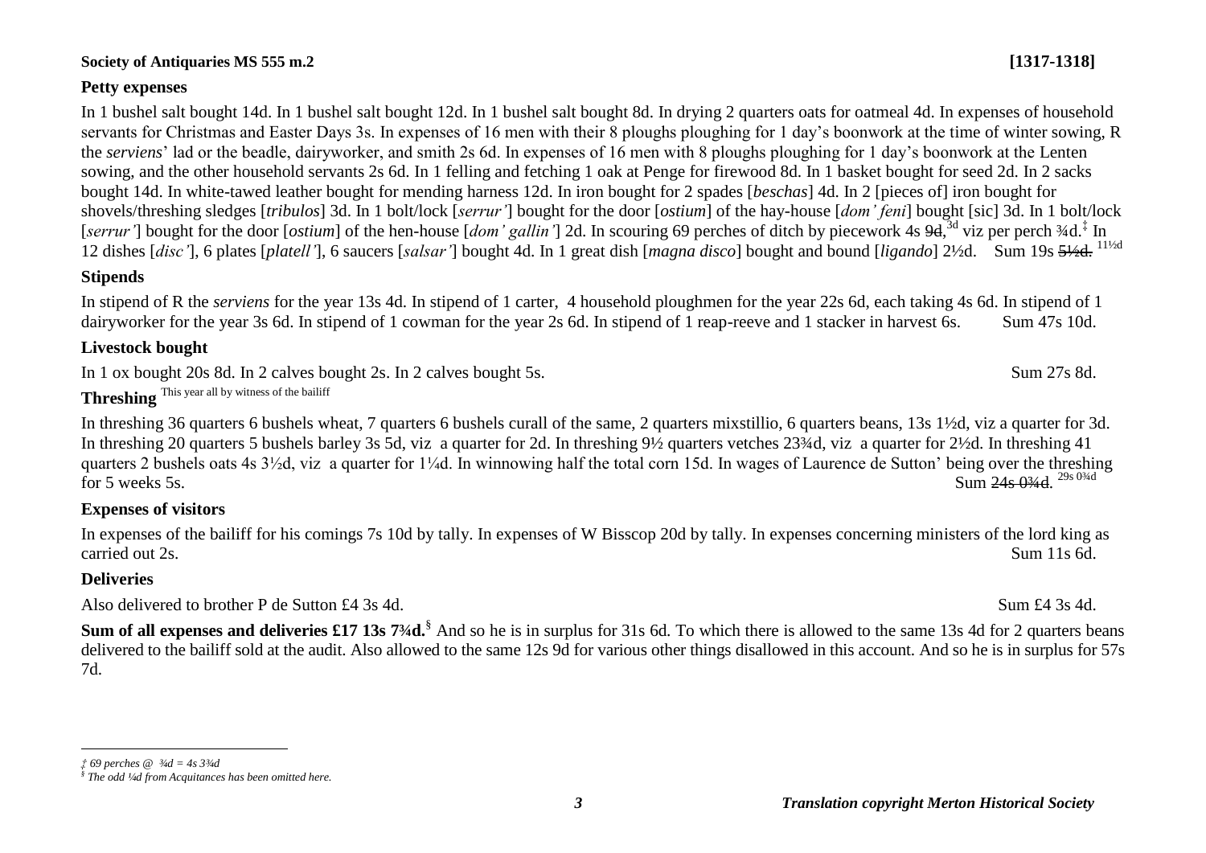**Society of Antiquaries MS 555 m.2** **[1317-1318]**

**Petty expenses**

In 1 bushel salt bought 14d. In 1 bushel salt bought 12d. In 1 bushel salt bought 8d. In drying 2 quarters oats for oatmeal 4d. In expenses of household servants for Christmas and Easter Days 3s. In expenses of 16 men with their 8 ploughs ploughing for 1 day's boonwork at the time of winter sowing, R the *serviens*' lad or the beadle, dairyworker, and smith 2s 6d. In expenses of 16 men with 8 ploughs ploughing for 1 day's boonwork at the Lenten sowing, and the other household servants 2s 6d. In 1 felling and fetching 1 oak at Penge for firewood 8d. In 1 basket bought for seed 2d. In 2 sacks bought 14d. In white-tawed leather bought for mending harness 12d. In iron bought for 2 spades [*beschas*] 4d. In 2 [pieces of] iron bought for shovels/threshing sledges [*tribulos*] 3d. In 1 bolt/lock [*serrur'*] bought for the door [*ostium*] of the hay-house [*dom' feni*] bought [sic] 3d. In 1 bolt/lock [*serrur'*] bought for the door [*ostium*] of the hen-house [*dom' gallin'*] 2d. In scouring 69 perches of ditch by piecework 4s ~~9d~~,[3d] viz per perch ¾d.[‡] In 12 dishes [*disc'*], 6 plates [*platell'*], 6 saucers [*salsar'*] bought 4d. In 1 great dish [*magna disco*] bought and bound [*ligando*] 2½d. Sum 19s ~~5½d.~~ [11½d]

**Stipends**

In stipend of R the *serviens* for the year 13s 4d. In stipend of 1 carter, 4 household ploughmen for the year 22s 6d, each taking 4s 6d. In stipend of 1 dairyworker for the year 3s 6d. In stipend of 1 cowman for the year 2s 6d. In stipend of 1 reap-reeve and 1 stacker in harvest 6s. Sum 47s 10d.

**Livestock bought**

In 1 ox bought 20s 8d. In 2 calves bought 2s. In 2 calves bought 5s. Sum 27s 8d.

**Threshing** [This year all by witness of the bailiff]

In threshing 36 quarters 6 bushels wheat, 7 quarters 6 bushels curall of the same, 2 quarters mixstillio, 6 quarters beans, 13s 1½d, viz a quarter for 3d. In threshing 20 quarters 5 bushels barley 3s 5d, viz a quarter for 2d. In threshing 9½ quarters vetches 23¾d, viz a quarter for 2½d. In threshing 41 quarters 2 bushels oats 4s 3½d, viz a quarter for 1¼d. In winnowing half the total corn 15d. In wages of Laurence de Sutton' being over the threshing for 5 weeks 5s. Sum ~~24s 0¾d~~. [29s 0¾d]

**Expenses of visitors**

In expenses of the bailiff for his comings 7s 10d by tally. In expenses of W Bisscop 20d by tally. In expenses concerning ministers of the lord king as carried out 2s. Sum 11s 6d.

**Deliveries**

Also delivered to brother P de Sutton £4 3s 4d. Sum £4 3s 4d.

**Sum of all expenses and deliveries £17 13s 7¾d.**[§] And so he is in surplus for 31s 6d. To which there is allowed to the same 13s 4d for 2 quarters beans delivered to the bailiff sold at the audit. Also allowed to the same 12s 9d for various other things disallowed in this account. And so he is in surplus for 57s 7d.

---

*‡ 69 perches @ ¾d = 4s 3¾d*

*§ The odd ¼d from Acquitances has been omitted here.*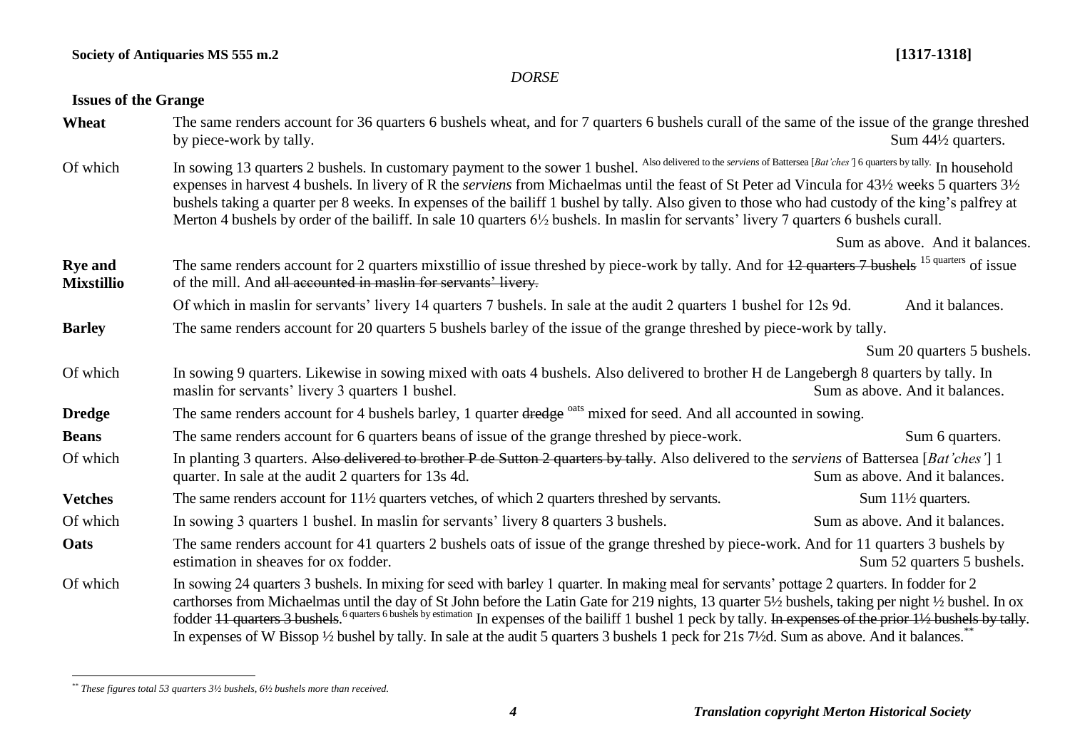**Society of Antiquaries MS 555 m.2** **[1317-1318]**

*DORSE*

## Issues of the Grange

**Wheat** The same renders account for 36 quarters 6 bushels wheat, and for 7 quarters 6 bushels curall of the same of the issue of the grange threshed by piece-work by tally. Sum 44½ quarters.

Of which In sowing 13 quarters 2 bushels. In customary payment to the sower 1 bushel. Also delivered to the *serviens* of Battersea [*Bat'ches'*] 6 quarters by tally. In household expenses in harvest 4 bushels. In livery of R the *serviens* from Michaelmas until the feast of St Peter ad Vincula for 43½ weeks 5 quarters 3½ bushels taking a quarter per 8 weeks. In expenses of the bailiff 1 bushel by tally. Also given to those who had custody of the king's palfrey at Merton 4 bushels by order of the bailiff. In sale 10 quarters 6½ bushels. In maslin for servants' livery 7 quarters 6 bushels curall.

Sum as above. And it balances.

**Rye and Mixstillio** The same renders account for 2 quarters mixstillio of issue threshed by piece-work by tally. And for ~~12 quarters 7 bushels~~ 15 quarters of issue of the mill. And ~~all accounted in maslin for servants' livery.~~

Of which in maslin for servants' livery 14 quarters 7 bushels. In sale at the audit 2 quarters 1 bushel for 12s 9d. And it balances.

**Barley** The same renders account for 20 quarters 5 bushels barley of the issue of the grange threshed by piece-work by tally.

Sum 20 quarters 5 bushels.

Of which In sowing 9 quarters. Likewise in sowing mixed with oats 4 bushels. Also delivered to brother H de Langebergh 8 quarters by tally. In maslin for servants' livery 3 quarters 1 bushel. Sum as above. And it balances.

**Dredge** The same renders account for 4 bushels barley, 1 quarter ~~dredge~~ oats mixed for seed. And all accounted in sowing.

**Beans** The same renders account for 6 quarters beans of issue of the grange threshed by piece-work. Sum 6 quarters.

Of which In planting 3 quarters. ~~Also delivered to brother P de Sutton 2 quarters by tally~~. Also delivered to the *serviens* of Battersea [*Bat'ches'*] 1 quarter. In sale at the audit 2 quarters for 13s 4d. Sum as above. And it balances.

**Vetches** The same renders account for 11½ quarters vetches, of which 2 quarters threshed by servants. Sum 11½ quarters.

Of which In sowing 3 quarters 1 bushel. In maslin for servants' livery 8 quarters 3 bushels. Sum as above. And it balances.

**Oats** The same renders account for 41 quarters 2 bushels oats of issue of the grange threshed by piece-work. And for 11 quarters 3 bushels by estimation in sheaves for ox fodder. Sum 52 quarters 5 bushels.

Of which In sowing 24 quarters 3 bushels. In mixing for seed with barley 1 quarter. In making meal for servants' pottage 2 quarters. In fodder for 2 carthorses from Michaelmas until the day of St John before the Latin Gate for 219 nights, 13 quarter 5½ bushels, taking per night ½ bushel. In ox fodder ~~11 quarters 3 bushels~~. 6 quarters 6 bushels by estimation In expenses of the bailiff 1 bushel 1 peck by tally. ~~In expenses of the prior 1½ bushels by tally~~. In expenses of W Bissop ½ bushel by tally. In sale at the audit 5 quarters 3 bushels 1 peck for 21s 7½d. Sum as above. And it balances.[**]

[**] *These figures total 53 quarters 3½ bushels, 6½ bushels more than received.*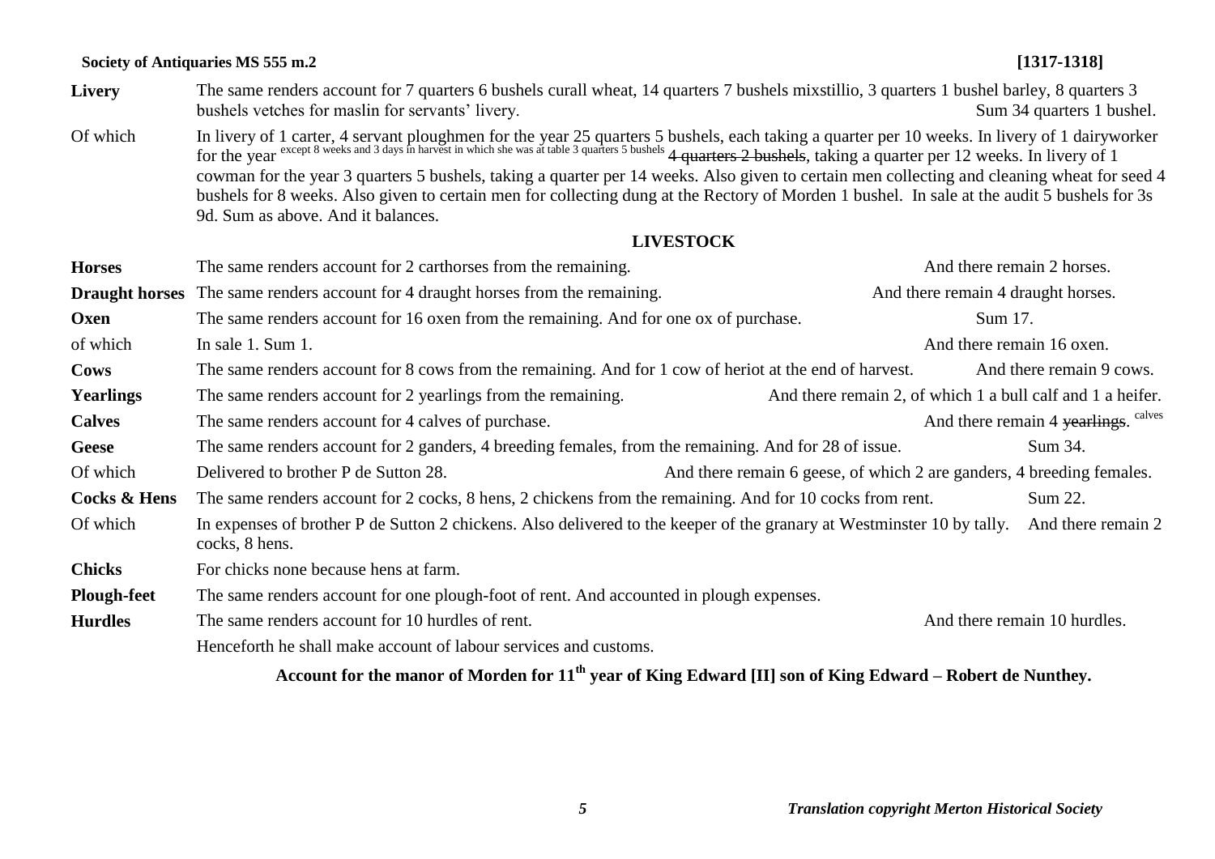**Society of Antiquaries MS 555 m.2** **[1317-1318]**

| | |
|---|---|
| **Livery** | The same renders account for 7 quarters 6 bushels curall wheat, 14 quarters 7 bushels mixstillio, 3 quarters 1 bushel barley, 8 quarters 3 bushels vetches for maslin for servants' livery. Sum 34 quarters 1 bushel. |
| Of which | In livery of 1 carter, 4 servant ploughmen for the year 25 quarters 5 bushels, each taking a quarter per 10 weeks. In livery of 1 dairyworker for the year [except 8 weeks and 3 days in harvest in which she was at table 3 quarters 5 bushels] ~~4 quarters 2 bushels~~, taking a quarter per 12 weeks. In livery of 1 cowman for the year 3 quarters 5 bushels, taking a quarter per 14 weeks. Also given to certain men collecting and cleaning wheat for seed 4 bushels for 8 weeks. Also given to certain men for collecting dung at the Rectory of Morden 1 bushel. In sale at the audit 5 bushels for 3s 9d. Sum as above. And it balances. |

## LIVESTOCK

| | | |
|---|---|---|
| **Horses** | The same renders account for 2 carthorses from the remaining. | And there remain 2 horses. |
| **Draught horses** | The same renders account for 4 draught horses from the remaining. | And there remain 4 draught horses. |
| **Oxen** | The same renders account for 16 oxen from the remaining. And for one ox of purchase. | Sum 17. |
| of which | In sale 1. Sum 1. | And there remain 16 oxen. |
| **Cows** | The same renders account for 8 cows from the remaining. And for 1 cow of heriot at the end of harvest. | And there remain 9 cows. |
| **Yearlings** | The same renders account for 2 yearlings from the remaining. | And there remain 2, of which 1 a bull calf and 1 a heifer. |
| **Calves** | The same renders account for 4 calves of purchase. | And there remain 4 ~~yearlings~~. [calves] |
| **Geese** | The same renders account for 2 ganders, 4 breeding females, from the remaining. And for 28 of issue. | Sum 34. |
| Of which | Delivered to brother P de Sutton 28. | And there remain 6 geese, of which 2 are ganders, 4 breeding females. |
| **Cocks & Hens** | The same renders account for 2 cocks, 8 hens, 2 chickens from the remaining. And for 10 cocks from rent. | Sum 22. |
| Of which | In expenses of brother P de Sutton 2 chickens. Also delivered to the keeper of the granary at Westminster 10 by tally. | And there remain 2 cocks, 8 hens. |
| **Chicks** | For chicks none because hens at farm. | |
| **Plough-feet** | The same renders account for one plough-foot of rent. And accounted in plough expenses. | |
| **Hurdles** | The same renders account for 10 hurdles of rent. | And there remain 10 hurdles. |
| | Henceforth he shall make account of labour services and customs. | |

**Account for the manor of Morden for 11th year of King Edward [II] son of King Edward – Robert de Nunthey.**

*Translation copyright Merton Historical Society*